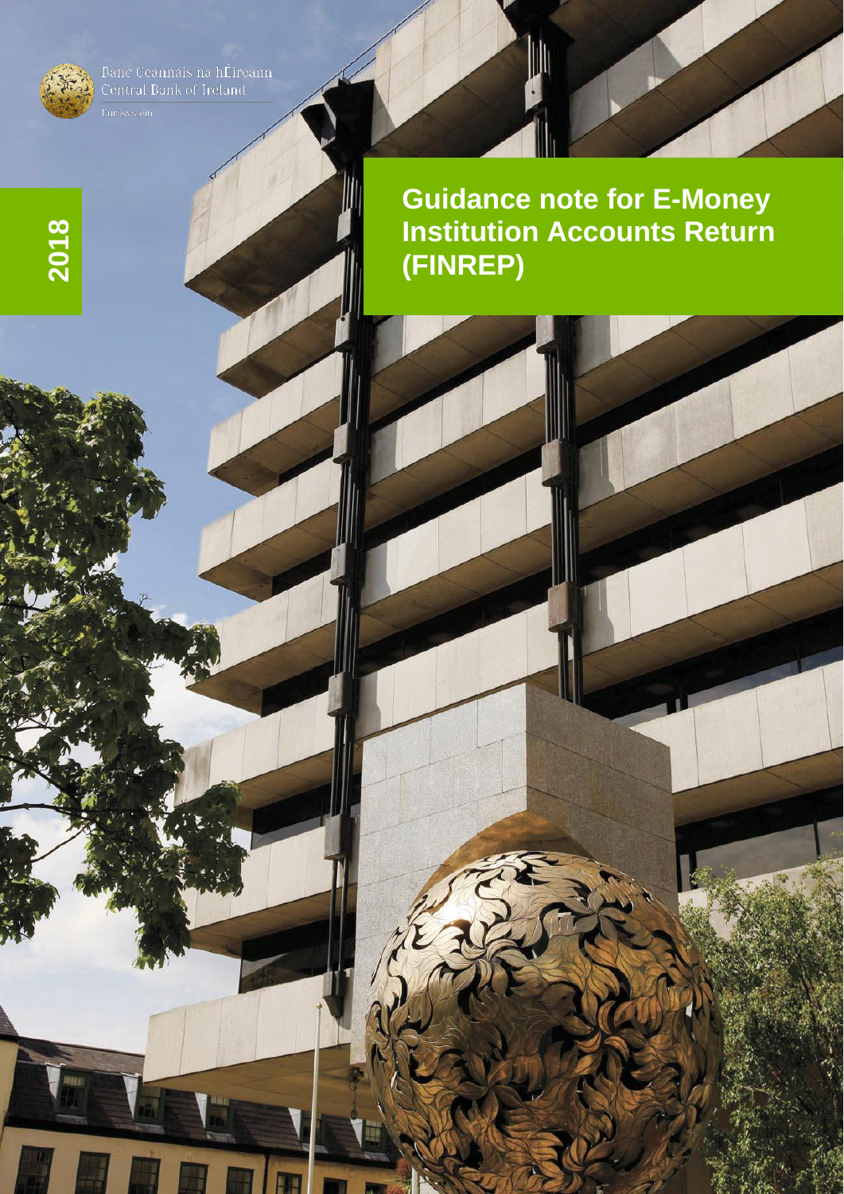Banc Ceannais na hÉireann
Central Bank of Ireland

Eurosystem

2018

# Guidance note for E-Money Institution Accounts Return (FINREP)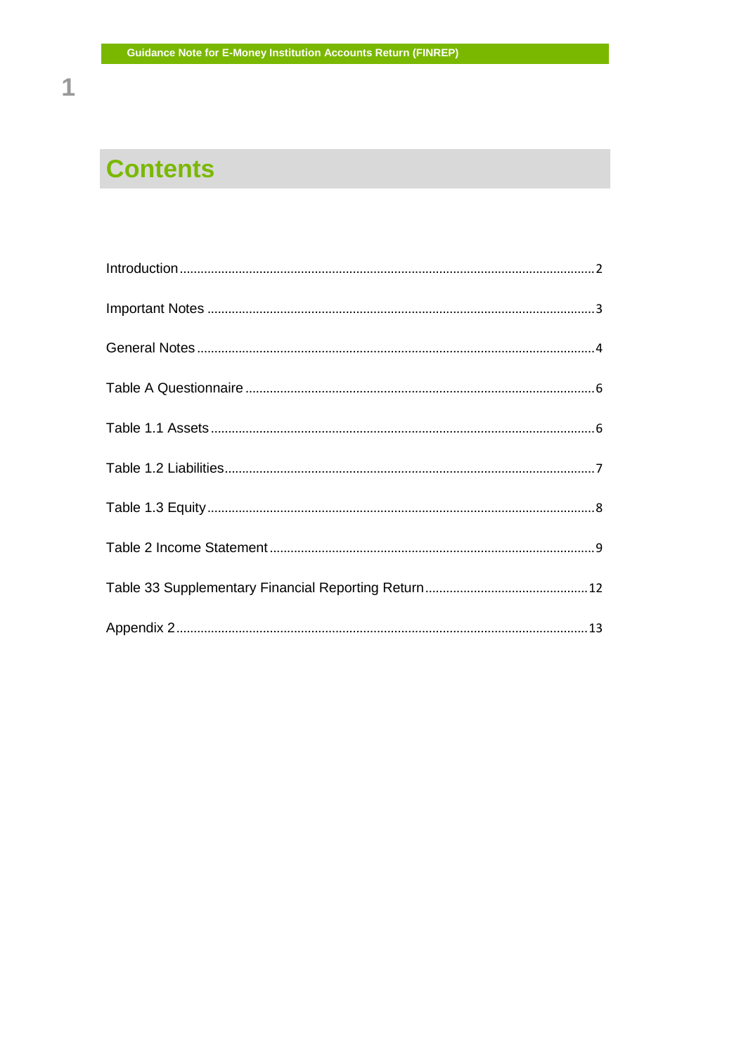# Contents

Introduction .......... 2

Important Notes .......... 3

General Notes .......... 4

Table A Questionnaire .......... 6

Table 1.1 Assets .......... 6

Table 1.2 Liabilities .......... 7

Table 1.3 Equity .......... 8

Table 2 Income Statement .......... 9

Table 33 Supplementary Financial Reporting Return .......... 12

Appendix 2 .......... 13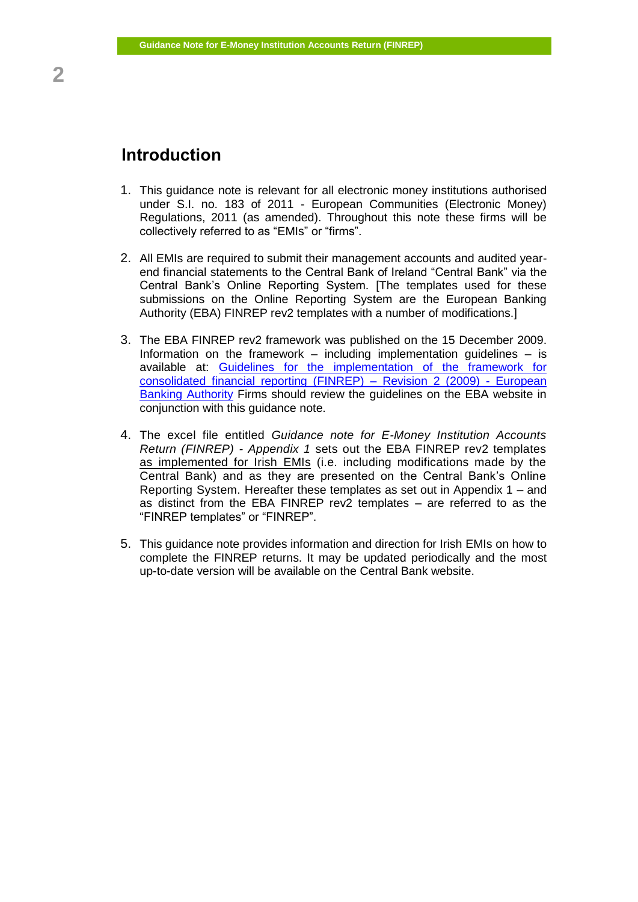# Introduction

1. This guidance note is relevant for all electronic money institutions authorised under S.I. no. 183 of 2011 - European Communities (Electronic Money) Regulations, 2011 (as amended). Throughout this note these firms will be collectively referred to as "EMIs" or "firms".

2. All EMIs are required to submit their management accounts and audited year-end financial statements to the Central Bank of Ireland "Central Bank" via the Central Bank's Online Reporting System. [The templates used for these submissions on the Online Reporting System are the European Banking Authority (EBA) FINREP rev2 templates with a number of modifications.]

3. The EBA FINREP rev2 framework was published on the 15 December 2009. Information on the framework – including implementation guidelines – is available at: Guidelines for the implementation of the framework for consolidated financial reporting (FINREP) – Revision 2 (2009) - European Banking Authority Firms should review the guidelines on the EBA website in conjunction with this guidance note.

4. The excel file entitled *Guidance note for E-Money Institution Accounts Return (FINREP) - Appendix 1* sets out the EBA FINREP rev2 templates as implemented for Irish EMIs (i.e. including modifications made by the Central Bank) and as they are presented on the Central Bank's Online Reporting System. Hereafter these templates as set out in Appendix 1 – and as distinct from the EBA FINREP rev2 templates – are referred to as the "FINREP templates" or "FINREP".

5. This guidance note provides information and direction for Irish EMIs on how to complete the FINREP returns. It may be updated periodically and the most up-to-date version will be available on the Central Bank website.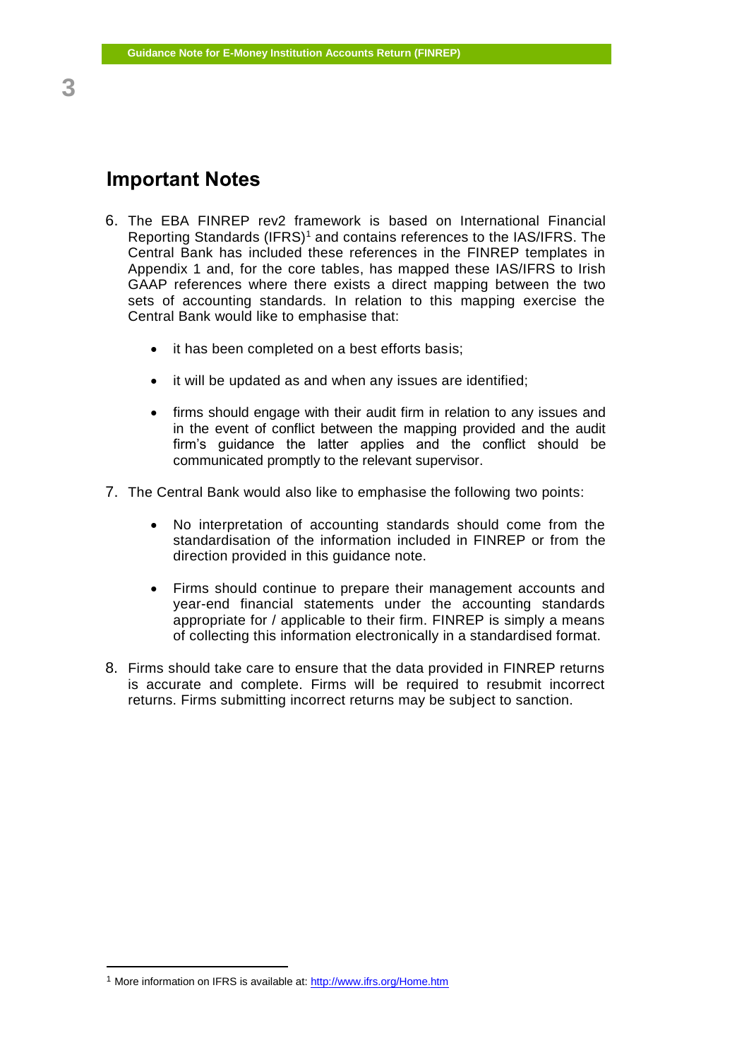## Important Notes

6. The EBA FINREP rev2 framework is based on International Financial Reporting Standards (IFRS)[1] and contains references to the IAS/IFRS. The Central Bank has included these references in the FINREP templates in Appendix 1 and, for the core tables, has mapped these IAS/IFRS to Irish GAAP references where there exists a direct mapping between the two sets of accounting standards. In relation to this mapping exercise the Central Bank would like to emphasise that:

    - it has been completed on a best efforts basis;
    - it will be updated as and when any issues are identified;
    - firms should engage with their audit firm in relation to any issues and in the event of conflict between the mapping provided and the audit firm's guidance the latter applies and the conflict should be communicated promptly to the relevant supervisor.

7. The Central Bank would also like to emphasise the following two points:

    - No interpretation of accounting standards should come from the standardisation of the information included in FINREP or from the direction provided in this guidance note.
    - Firms should continue to prepare their management accounts and year-end financial statements under the accounting standards appropriate for / applicable to their firm. FINREP is simply a means of collecting this information electronically in a standardised format.

8. Firms should take care to ensure that the data provided in FINREP returns is accurate and complete. Firms will be required to resubmit incorrect returns. Firms submitting incorrect returns may be subject to sanction.

---

[1] More information on IFRS is available at: http://www.ifrs.org/Home.htm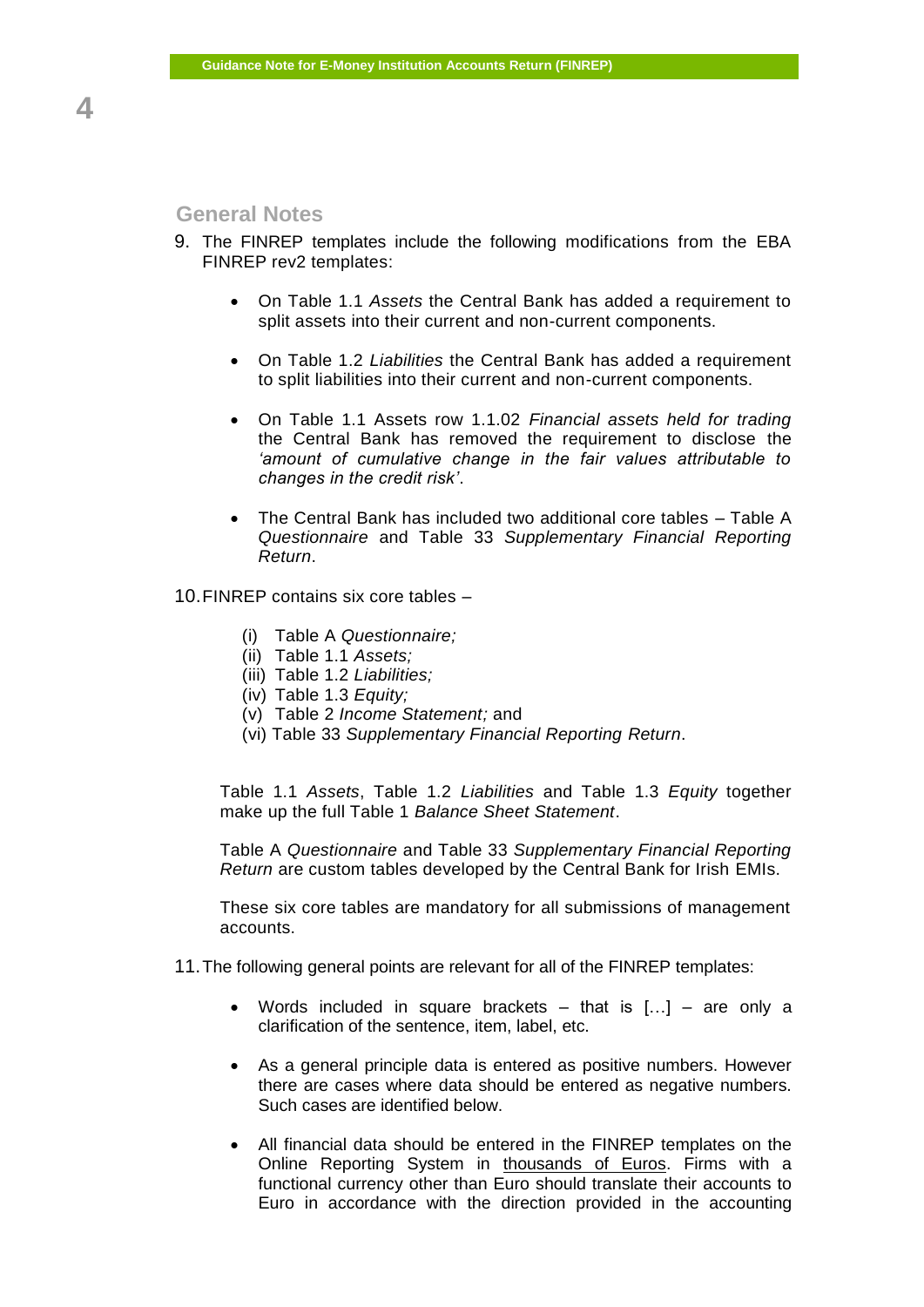## General Notes

9. The FINREP templates include the following modifications from the EBA FINREP rev2 templates:

    - On Table 1.1 *Assets* the Central Bank has added a requirement to split assets into their current and non-current components.

    - On Table 1.2 *Liabilities* the Central Bank has added a requirement to split liabilities into their current and non-current components.

    - On Table 1.1 Assets row 1.1.02 *Financial assets held for trading* the Central Bank has removed the requirement to disclose the *'amount of cumulative change in the fair values attributable to changes in the credit risk'*.

    - The Central Bank has included two additional core tables – Table A *Questionnaire* and Table 33 *Supplementary Financial Reporting Return*.

10. FINREP contains six core tables –

    (i) Table A *Questionnaire;*
    (ii) Table 1.1 *Assets;*
    (iii) Table 1.2 *Liabilities;*
    (iv) Table 1.3 *Equity;*
    (v) Table 2 *Income Statement;* and
    (vi) Table 33 *Supplementary Financial Reporting Return*.

    Table 1.1 *Assets*, Table 1.2 *Liabilities* and Table 1.3 *Equity* together make up the full Table 1 *Balance Sheet Statement*.

    Table A *Questionnaire* and Table 33 *Supplementary Financial Reporting Return* are custom tables developed by the Central Bank for Irish EMIs.

    These six core tables are mandatory for all submissions of management accounts.

11. The following general points are relevant for all of the FINREP templates:

    - Words included in square brackets – that is […] – are only a clarification of the sentence, item, label, etc.

    - As a general principle data is entered as positive numbers. However there are cases where data should be entered as negative numbers. Such cases are identified below.

    - All financial data should be entered in the FINREP templates on the Online Reporting System in thousands of Euros. Firms with a functional currency other than Euro should translate their accounts to Euro in accordance with the direction provided in the accounting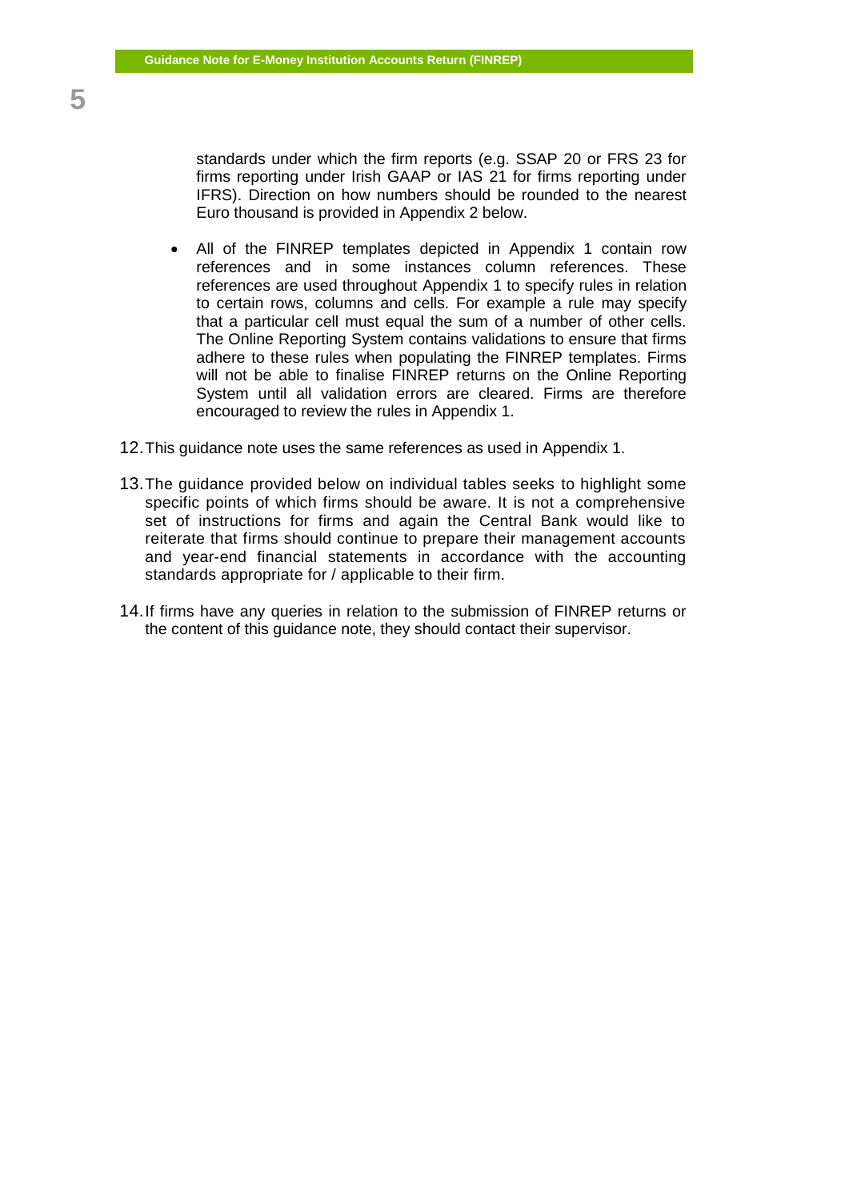standards under which the firm reports (e.g. SSAP 20 or FRS 23 for firms reporting under Irish GAAP or IAS 21 for firms reporting under IFRS). Direction on how numbers should be rounded to the nearest Euro thousand is provided in Appendix 2 below.

- All of the FINREP templates depicted in Appendix 1 contain row references and in some instances column references. These references are used throughout Appendix 1 to specify rules in relation to certain rows, columns and cells. For example a rule may specify that a particular cell must equal the sum of a number of other cells. The Online Reporting System contains validations to ensure that firms adhere to these rules when populating the FINREP templates. Firms will not be able to finalise FINREP returns on the Online Reporting System until all validation errors are cleared. Firms are therefore encouraged to review the rules in Appendix 1.

12. This guidance note uses the same references as used in Appendix 1.

13. The guidance provided below on individual tables seeks to highlight some specific points of which firms should be aware. It is not a comprehensive set of instructions for firms and again the Central Bank would like to reiterate that firms should continue to prepare their management accounts and year-end financial statements in accordance with the accounting standards appropriate for / applicable to their firm.

14. If firms have any queries in relation to the submission of FINREP returns or the content of this guidance note, they should contact their supervisor.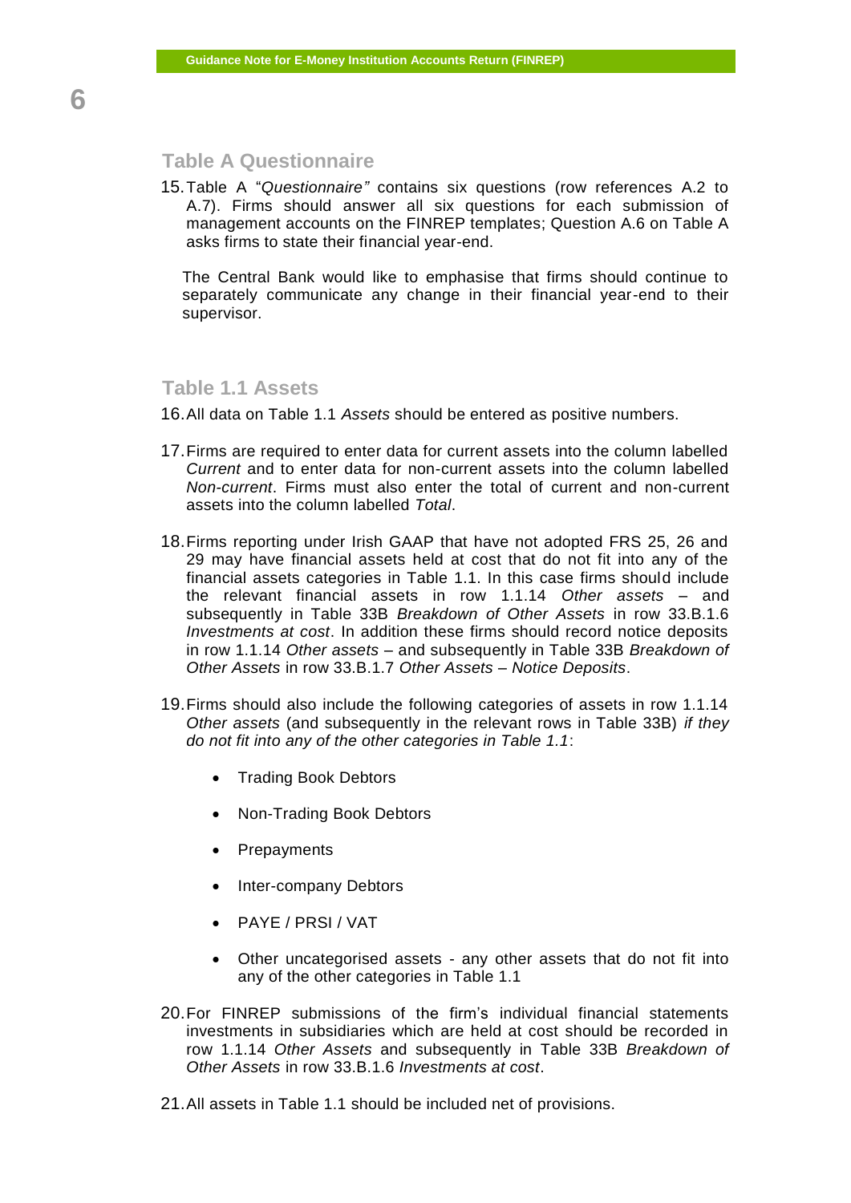## Table A Questionnaire

15. Table A "*Questionnaire"* contains six questions (row references A.2 to A.7). Firms should answer all six questions for each submission of management accounts on the FINREP templates; Question A.6 on Table A asks firms to state their financial year-end.

    The Central Bank would like to emphasise that firms should continue to separately communicate any change in their financial year-end to their supervisor.

## Table 1.1 Assets

16. All data on Table 1.1 *Assets* should be entered as positive numbers.

17. Firms are required to enter data for current assets into the column labelled *Current* and to enter data for non-current assets into the column labelled *Non-current*. Firms must also enter the total of current and non-current assets into the column labelled *Total*.

18. Firms reporting under Irish GAAP that have not adopted FRS 25, 26 and 29 may have financial assets held at cost that do not fit into any of the financial assets categories in Table 1.1. In this case firms should include the relevant financial assets in row 1.1.14 *Other assets* – and subsequently in Table 33B *Breakdown of Other Assets* in row 33.B.1.6 *Investments at cost*. In addition these firms should record notice deposits in row 1.1.14 *Other assets* – and subsequently in Table 33B *Breakdown of Other Assets* in row 33.B.1.7 *Other Assets – Notice Deposits*.

19. Firms should also include the following categories of assets in row 1.1.14 *Other assets* (and subsequently in the relevant rows in Table 33B) *if they do not fit into any of the other categories in Table 1.1*:

    - Trading Book Debtors
    - Non-Trading Book Debtors
    - Prepayments
    - Inter-company Debtors
    - PAYE / PRSI / VAT
    - Other uncategorised assets - any other assets that do not fit into any of the other categories in Table 1.1

20. For FINREP submissions of the firm's individual financial statements investments in subsidiaries which are held at cost should be recorded in row 1.1.14 *Other Assets* and subsequently in Table 33B *Breakdown of Other Assets* in row 33.B.1.6 *Investments at cost*.

21. All assets in Table 1.1 should be included net of provisions.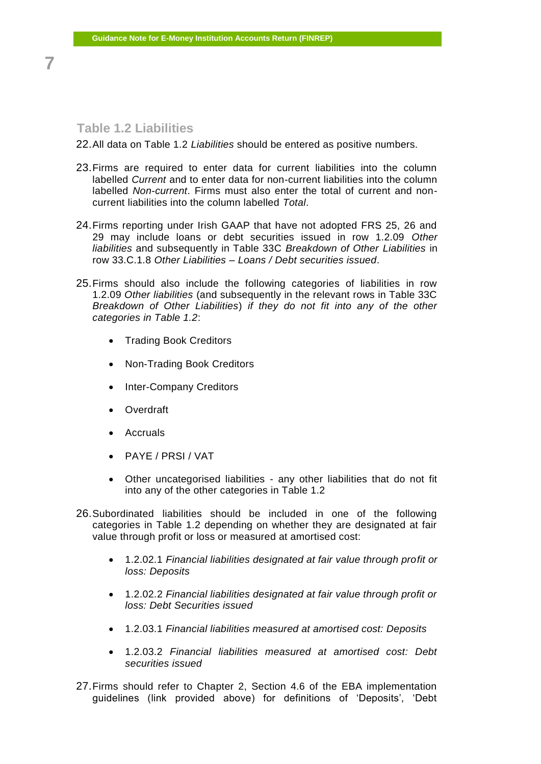## Table 1.2 Liabilities

22. All data on Table 1.2 *Liabilities* should be entered as positive numbers.

23. Firms are required to enter data for current liabilities into the column labelled *Current* and to enter data for non-current liabilities into the column labelled *Non-current*. Firms must also enter the total of current and non-current liabilities into the column labelled *Total*.

24. Firms reporting under Irish GAAP that have not adopted FRS 25, 26 and 29 may include loans or debt securities issued in row 1.2.09 *Other liabilities* and subsequently in Table 33C *Breakdown of Other Liabilities* in row 33.C.1.8 *Other Liabilities – Loans / Debt securities issued*.

25. Firms should also include the following categories of liabilities in row 1.2.09 *Other liabilities* (and subsequently in the relevant rows in Table 33C *Breakdown of Other Liabilities*) *if they do not fit into any of the other categories in Table 1.2*:

    - Trading Book Creditors
    - Non-Trading Book Creditors
    - Inter-Company Creditors
    - Overdraft
    - Accruals
    - PAYE / PRSI / VAT
    - Other uncategorised liabilities - any other liabilities that do not fit into any of the other categories in Table 1.2

26. Subordinated liabilities should be included in one of the following categories in Table 1.2 depending on whether they are designated at fair value through profit or loss or measured at amortised cost:

    - 1.2.02.1 *Financial liabilities designated at fair value through profit or loss: Deposits*
    - 1.2.02.2 *Financial liabilities designated at fair value through profit or loss: Debt Securities issued*
    - 1.2.03.1 *Financial liabilities measured at amortised cost: Deposits*
    - 1.2.03.2 *Financial liabilities measured at amortised cost: Debt securities issued*

27. Firms should refer to Chapter 2, Section 4.6 of the EBA implementation guidelines (link provided above) for definitions of 'Deposits', 'Debt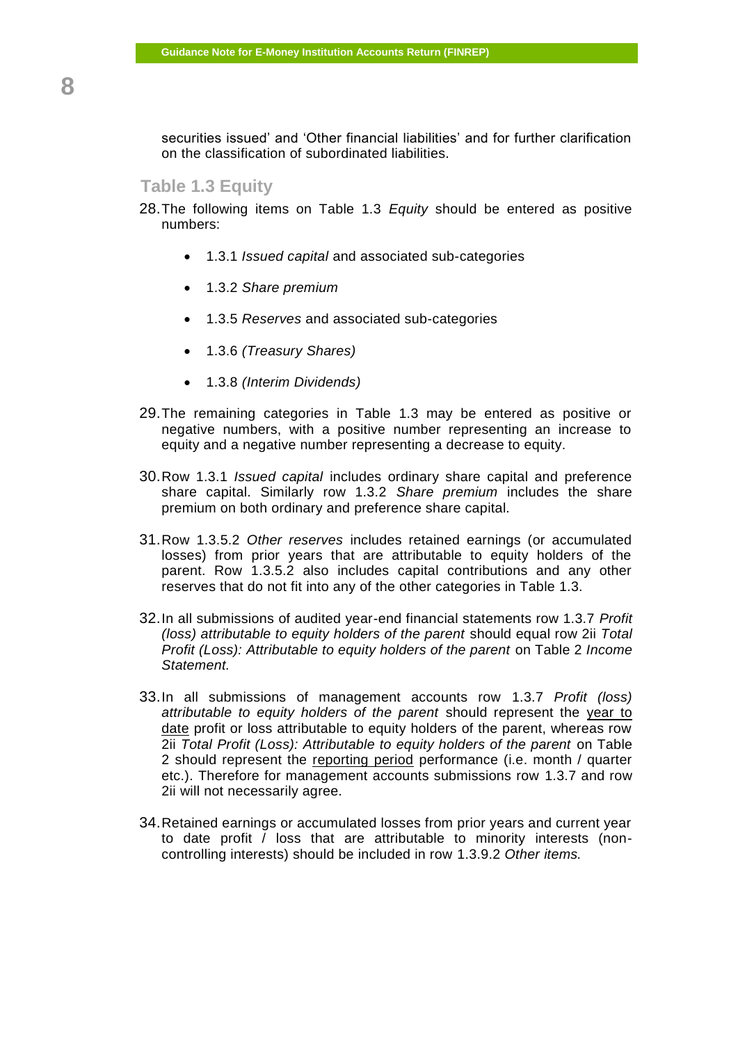securities issued' and 'Other financial liabilities' and for further clarification on the classification of subordinated liabilities.

## Table 1.3 Equity

28. The following items on Table 1.3 *Equity* should be entered as positive numbers:

    - 1.3.1 *Issued capital* and associated sub-categories
    - 1.3.2 *Share premium*
    - 1.3.5 *Reserves* and associated sub-categories
    - 1.3.6 *(Treasury Shares)*
    - 1.3.8 *(Interim Dividends)*

29. The remaining categories in Table 1.3 may be entered as positive or negative numbers, with a positive number representing an increase to equity and a negative number representing a decrease to equity.

30. Row 1.3.1 *Issued capital* includes ordinary share capital and preference share capital. Similarly row 1.3.2 *Share premium* includes the share premium on both ordinary and preference share capital.

31. Row 1.3.5.2 *Other reserves* includes retained earnings (or accumulated losses) from prior years that are attributable to equity holders of the parent. Row 1.3.5.2 also includes capital contributions and any other reserves that do not fit into any of the other categories in Table 1.3.

32. In all submissions of audited year-end financial statements row 1.3.7 *Profit (loss) attributable to equity holders of the parent* should equal row 2ii *Total Profit (Loss): Attributable to equity holders of the parent* on Table 2 *Income Statement.*

33. In all submissions of management accounts row 1.3.7 *Profit (loss) attributable to equity holders of the parent* should represent the year to date profit or loss attributable to equity holders of the parent, whereas row 2ii *Total Profit (Loss): Attributable to equity holders of the parent* on Table 2 should represent the reporting period performance (i.e. month / quarter etc.). Therefore for management accounts submissions row 1.3.7 and row 2ii will not necessarily agree.

34. Retained earnings or accumulated losses from prior years and current year to date profit / loss that are attributable to minority interests (non-controlling interests) should be included in row 1.3.9.2 *Other items.*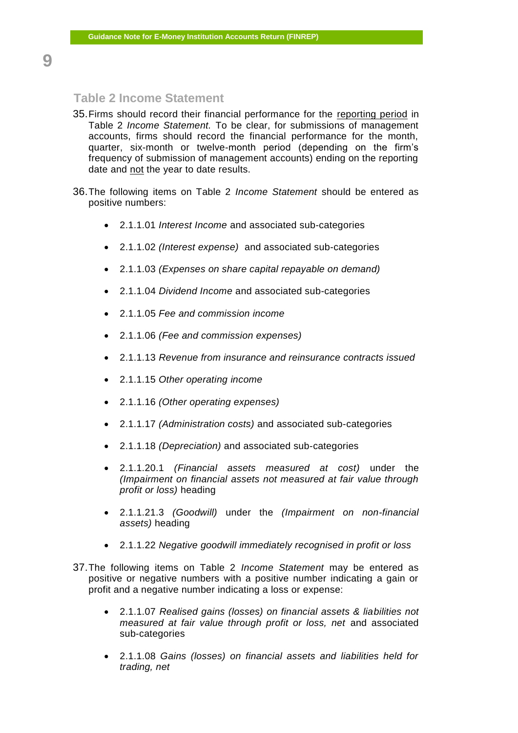### Table 2 Income Statement

35. Firms should record their financial performance for the <u>reporting period</u> in Table 2 *Income Statement.* To be clear, for submissions of management accounts, firms should record the financial performance for the month, quarter, six-month or twelve-month period (depending on the firm's frequency of submission of management accounts) ending on the reporting date and <u>not</u> the year to date results.

36. The following items on Table 2 *Income Statement* should be entered as positive numbers:

    - 2.1.1.01 *Interest Income* and associated sub-categories
    - 2.1.1.02 *(Interest expense)* and associated sub-categories
    - 2.1.1.03 *(Expenses on share capital repayable on demand)*
    - 2.1.1.04 *Dividend Income* and associated sub-categories
    - 2.1.1.05 *Fee and commission income*
    - 2.1.1.06 *(Fee and commission expenses)*
    - 2.1.1.13 *Revenue from insurance and reinsurance contracts issued*
    - 2.1.1.15 *Other operating income*
    - 2.1.1.16 *(Other operating expenses)*
    - 2.1.1.17 *(Administration costs)* and associated sub-categories
    - 2.1.1.18 *(Depreciation)* and associated sub-categories
    - 2.1.1.20.1 *(Financial assets measured at cost)* under the *(Impairment on financial assets not measured at fair value through profit or loss)* heading
    - 2.1.1.21.3 *(Goodwill)* under the *(Impairment on non-financial assets)* heading
    - 2.1.1.22 *Negative goodwill immediately recognised in profit or loss*

37. The following items on Table 2 *Income Statement* may be entered as positive or negative numbers with a positive number indicating a gain or profit and a negative number indicating a loss or expense:

    - 2.1.1.07 *Realised gains (losses) on financial assets & liabilities not measured at fair value through profit or loss, net* and associated sub-categories
    - 2.1.1.08 *Gains (losses) on financial assets and liabilities held for trading, net*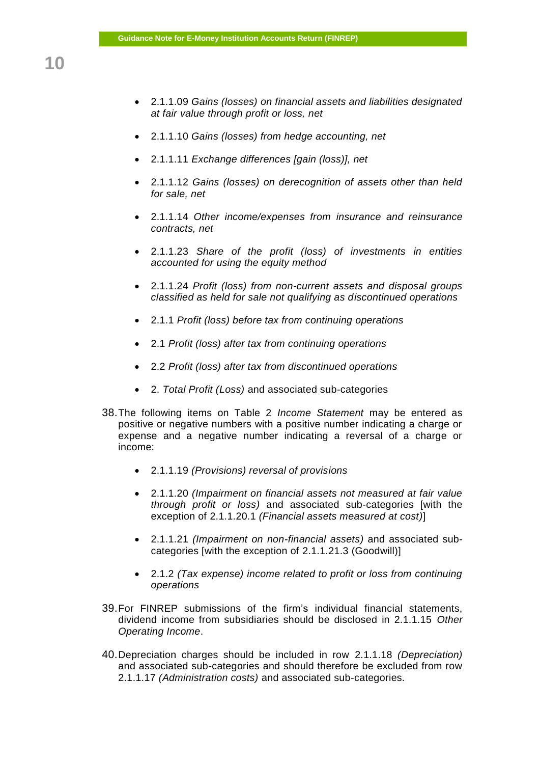- 2.1.1.09 *Gains (losses) on financial assets and liabilities designated at fair value through profit or loss, net*

- 2.1.1.10 *Gains (losses) from hedge accounting, net*

- 2.1.1.11 *Exchange differences [gain (loss)], net*

- 2.1.1.12 *Gains (losses) on derecognition of assets other than held for sale, net*

- 2.1.1.14 *Other income/expenses from insurance and reinsurance contracts, net*

- 2.1.1.23 *Share of the profit (loss) of investments in entities accounted for using the equity method*

- 2.1.1.24 *Profit (loss) from non-current assets and disposal groups classified as held for sale not qualifying as discontinued operations*

- 2.1.1 *Profit (loss) before tax from continuing operations*

- 2.1 *Profit (loss) after tax from continuing operations*

- 2.2 *Profit (loss) after tax from discontinued operations*

- 2. *Total Profit (Loss)* and associated sub-categories

38. The following items on Table 2 *Income Statement* may be entered as positive or negative numbers with a positive number indicating a charge or expense and a negative number indicating a reversal of a charge or income:

    - 2.1.1.19 *(Provisions) reversal of provisions*

    - 2.1.1.20 *(Impairment on financial assets not measured at fair value through profit or loss)* and associated sub-categories [with the exception of 2.1.1.20.1 *(Financial assets measured at cost)*]

    - 2.1.1.21 *(Impairment on non-financial assets)* and associated sub-categories [with the exception of 2.1.1.21.3 (Goodwill)]

    - 2.1.2 *(Tax expense) income related to profit or loss from continuing operations*

39. For FINREP submissions of the firm's individual financial statements, dividend income from subsidiaries should be disclosed in 2.1.1.15 *Other Operating Income*.

40. Depreciation charges should be included in row 2.1.1.18 *(Depreciation)* and associated sub-categories and should therefore be excluded from row 2.1.1.17 *(Administration costs)* and associated sub-categories.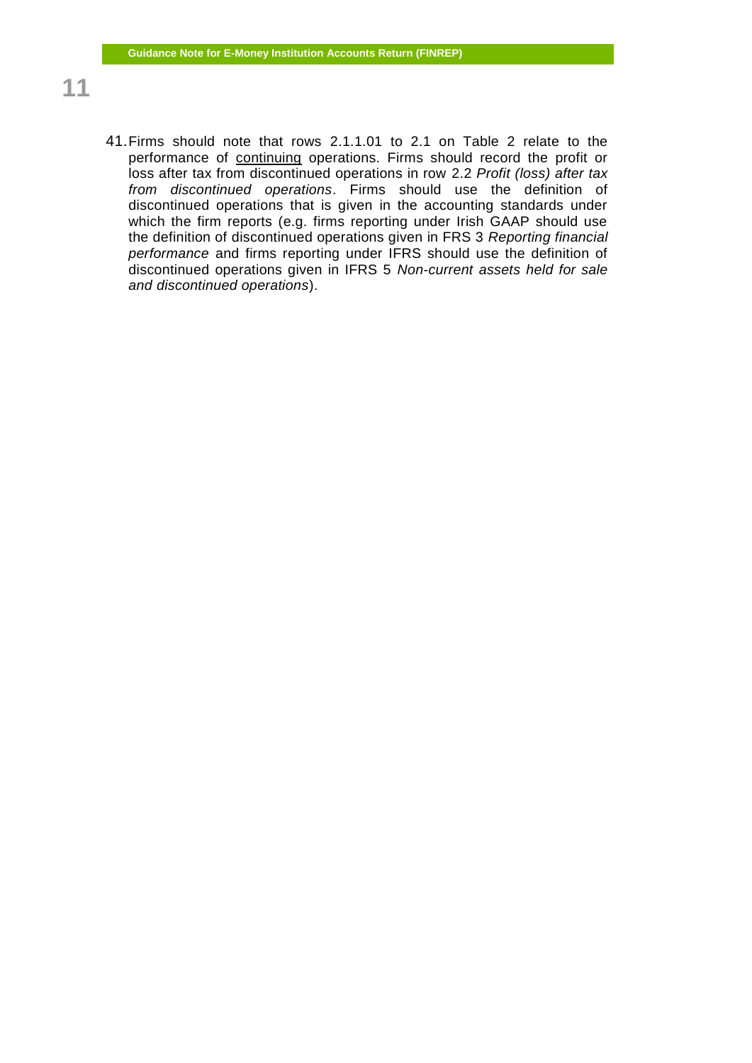41. Firms should note that rows 2.1.1.01 to 2.1 on Table 2 relate to the performance of <u>continuing</u> operations. Firms should record the profit or loss after tax from discontinued operations in row 2.2 *Profit (loss) after tax from discontinued operations*. Firms should use the definition of discontinued operations that is given in the accounting standards under which the firm reports (e.g. firms reporting under Irish GAAP should use the definition of discontinued operations given in FRS 3 *Reporting financial performance* and firms reporting under IFRS should use the definition of discontinued operations given in IFRS 5 *Non-current assets held for sale and discontinued operations*).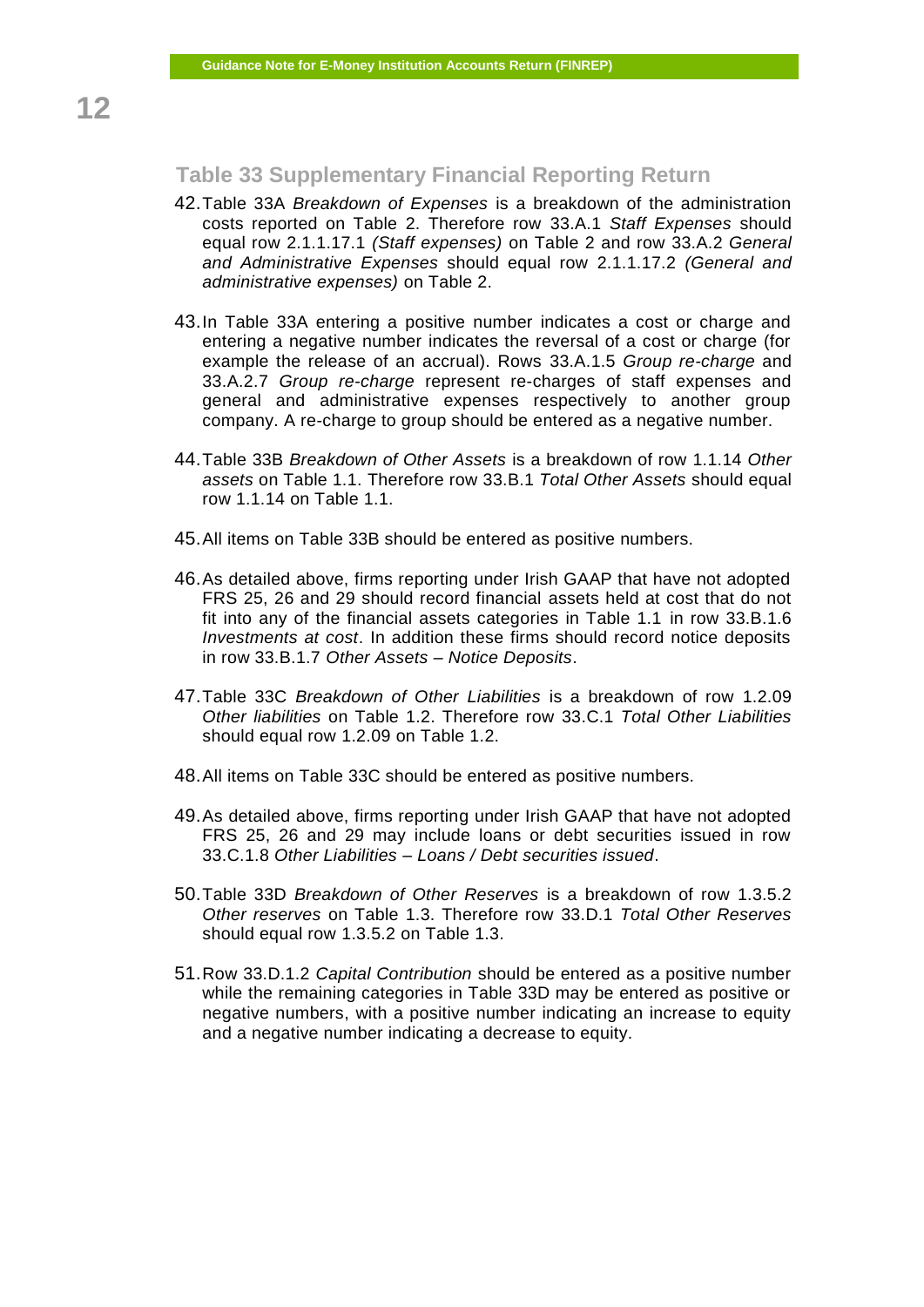## Table 33 Supplementary Financial Reporting Return

42. Table 33A *Breakdown of Expenses* is a breakdown of the administration costs reported on Table 2. Therefore row 33.A.1 *Staff Expenses* should equal row 2.1.1.17.1 *(Staff expenses)* on Table 2 and row 33.A.2 *General and Administrative Expenses* should equal row 2.1.1.17.2 *(General and administrative expenses)* on Table 2.

43. In Table 33A entering a positive number indicates a cost or charge and entering a negative number indicates the reversal of a cost or charge (for example the release of an accrual). Rows 33.A.1.5 *Group re-charge* and 33.A.2.7 *Group re-charge* represent re-charges of staff expenses and general and administrative expenses respectively to another group company. A re-charge to group should be entered as a negative number.

44. Table 33B *Breakdown of Other Assets* is a breakdown of row 1.1.14 *Other assets* on Table 1.1. Therefore row 33.B.1 *Total Other Assets* should equal row 1.1.14 on Table 1.1.

45. All items on Table 33B should be entered as positive numbers.

46. As detailed above, firms reporting under Irish GAAP that have not adopted FRS 25, 26 and 29 should record financial assets held at cost that do not fit into any of the financial assets categories in Table 1.1 in row 33.B.1.6 *Investments at cost*. In addition these firms should record notice deposits in row 33.B.1.7 *Other Assets – Notice Deposits*.

47. Table 33C *Breakdown of Other Liabilities* is a breakdown of row 1.2.09 *Other liabilities* on Table 1.2. Therefore row 33.C.1 *Total Other Liabilities* should equal row 1.2.09 on Table 1.2.

48. All items on Table 33C should be entered as positive numbers.

49. As detailed above, firms reporting under Irish GAAP that have not adopted FRS 25, 26 and 29 may include loans or debt securities issued in row 33.C.1.8 *Other Liabilities – Loans / Debt securities issued*.

50. Table 33D *Breakdown of Other Reserves* is a breakdown of row 1.3.5.2 *Other reserves* on Table 1.3. Therefore row 33.D.1 *Total Other Reserves* should equal row 1.3.5.2 on Table 1.3.

51. Row 33.D.1.2 *Capital Contribution* should be entered as a positive number while the remaining categories in Table 33D may be entered as positive or negative numbers, with a positive number indicating an increase to equity and a negative number indicating a decrease to equity.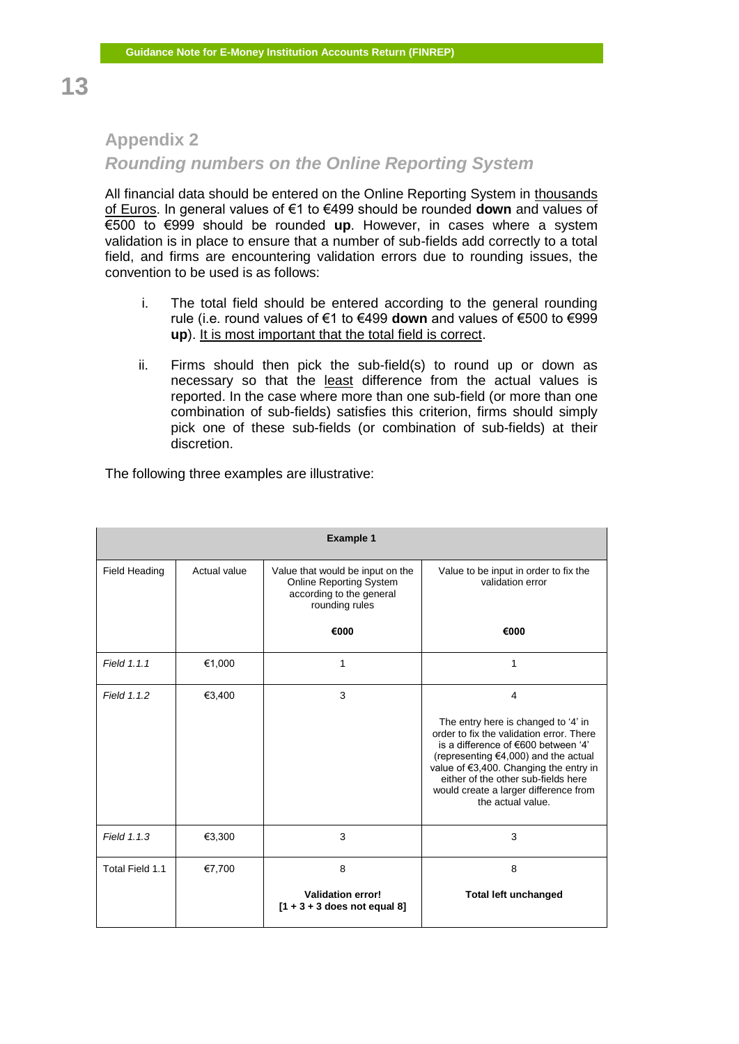## Appendix 2

### *Rounding numbers on the Online Reporting System*

All financial data should be entered on the Online Reporting System in <u>thousands of Euros</u>. In general values of €1 to €499 should be rounded **down** and values of €500 to €999 should be rounded **up**. However, in cases where a system validation is in place to ensure that a number of sub-fields add correctly to a total field, and firms are encountering validation errors due to rounding issues, the convention to be used is as follows:

i. The total field should be entered according to the general rounding rule (i.e. round values of €1 to €499 **down** and values of €500 to €999 **up**). <u>It is most important that the total field is correct</u>.

ii. Firms should then pick the sub-field(s) to round up or down as necessary so that the <u>least</u> difference from the actual values is reported. In the case where more than one sub-field (or more than one combination of sub-fields) satisfies this criterion, firms should simply pick one of these sub-fields (or combination of sub-fields) at their discretion.

The following three examples are illustrative:

| **Example 1** | | | |
|---|---|---|---|
| Field Heading | Actual value | Value that would be input on the Online Reporting System according to the general rounding rules<br><br>**€000** | Value to be input in order to fix the validation error<br><br>**€000** |
| *Field 1.1.1* | €1,000 | 1 | 1 |
| *Field 1.1.2* | €3,400 | 3 | 4<br><br>The entry here is changed to '4' in order to fix the validation error. There is a difference of €600 between '4' (representing €4,000) and the actual value of €3,400. Changing the entry in either of the other sub-fields here would create a larger difference from the actual value. |
| *Field 1.1.3* | €3,300 | 3 | 3 |
| Total Field 1.1 | €7,700 | 8<br><br>**Validation error!**<br>**[1 + 3 + 3 does not equal 8]** | 8<br><br>**Total left unchanged** |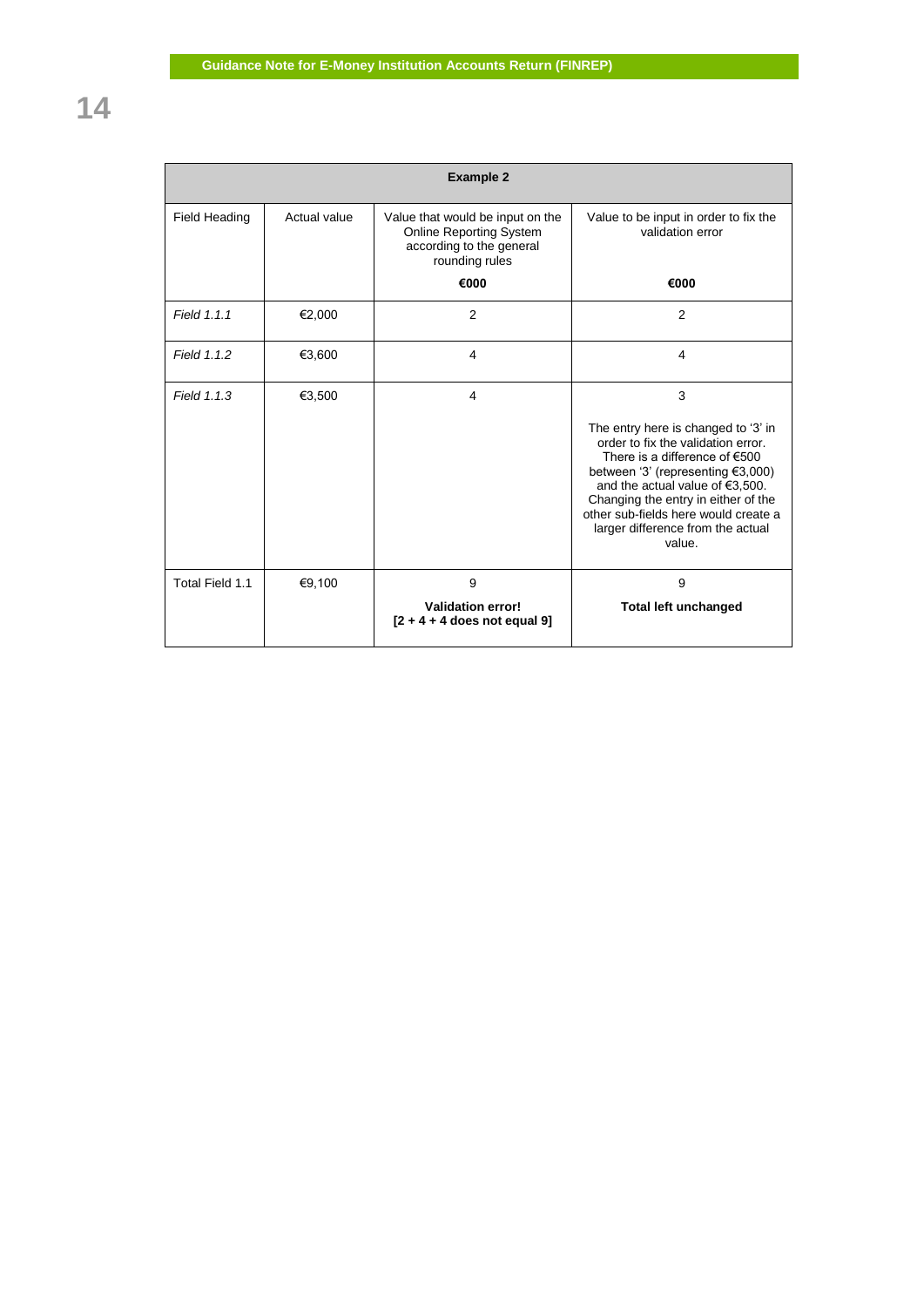| Example 2 | | | |
|---|---|---|---|
| Field Heading | Actual value | Value that would be input on the Online Reporting System according to the general rounding rules<br><br>**€000** | Value to be input in order to fix the validation error<br><br>**€000** |
| *Field 1.1.1* | €2,000 | 2 | 2 |
| *Field 1.1.2* | €3,600 | 4 | 4 |
| *Field 1.1.3* | €3,500 | 4 | 3<br><br>The entry here is changed to '3' in order to fix the validation error. There is a difference of €500 between '3' (representing €3,000) and the actual value of €3,500. Changing the entry in either of the other sub-fields here would create a larger difference from the actual value. |
| Total Field 1.1 | €9,100 | 9<br><br>**Validation error!**<br>**[2 + 4 + 4 does not equal 9]** | 9<br><br>**Total left unchanged** |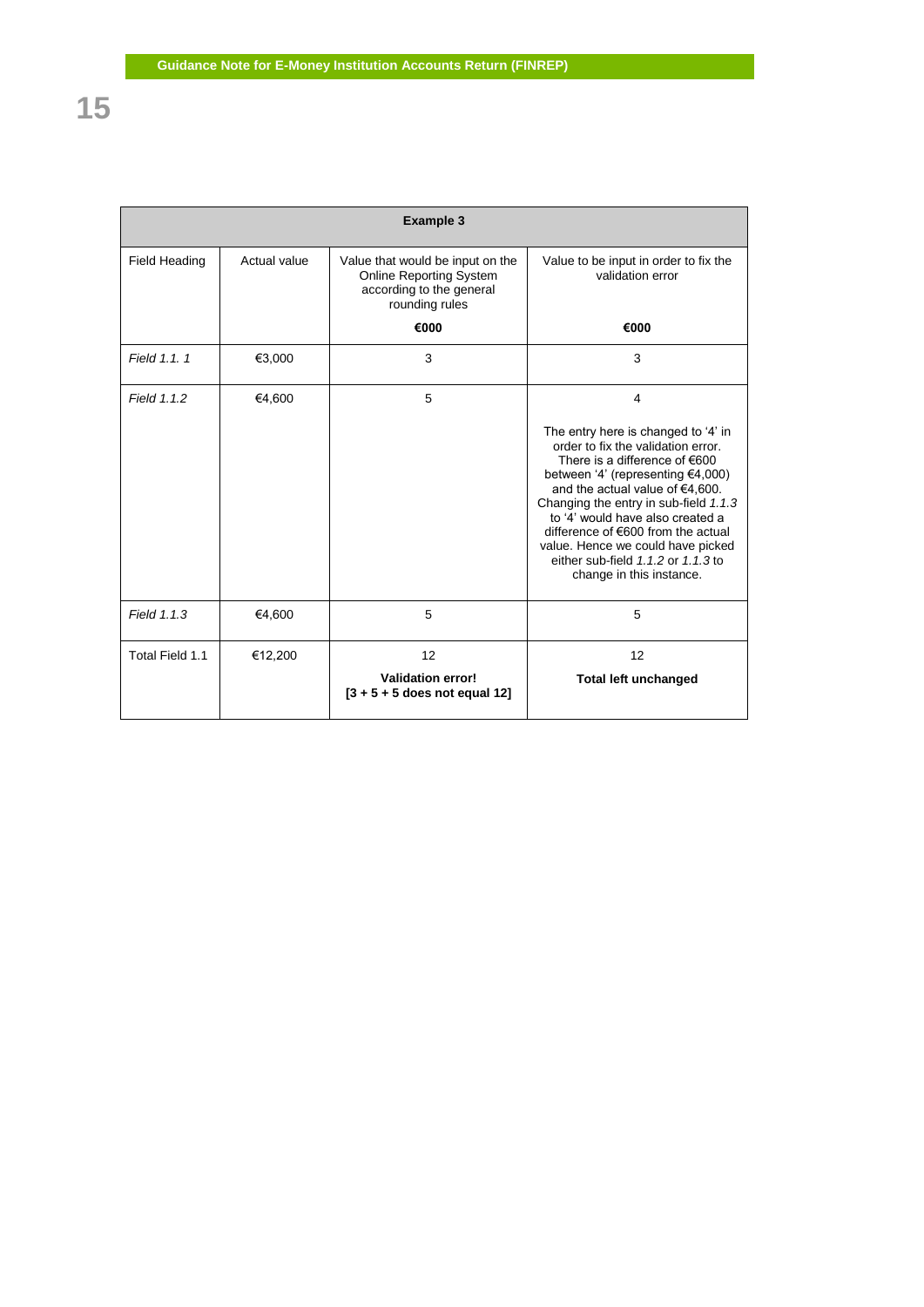| Example 3 | | | |
|---|---|---|---|
| Field Heading | Actual value | Value that would be input on the Online Reporting System according to the general rounding rules<br><br>**€000** | Value to be input in order to fix the validation error<br><br>**€000** |
| *Field 1.1. 1* | €3,000 | 3 | 3 |
| *Field 1.1.2* | €4,600 | 5 | 4<br><br>The entry here is changed to '4' in order to fix the validation error. There is a difference of €600 between '4' (representing €4,000) and the actual value of €4,600. Changing the entry in sub-field *1.1.3* to '4' would have also created a difference of €600 from the actual value. Hence we could have picked either sub-field *1.1.2* or *1.1.3* to change in this instance. |
| *Field 1.1.3* | €4,600 | 5 | 5 |
| Total Field 1.1 | €12,200 | 12<br>**Validation error!**<br>**[3 + 5 + 5 does not equal 12]** | 12<br>**Total left unchanged** |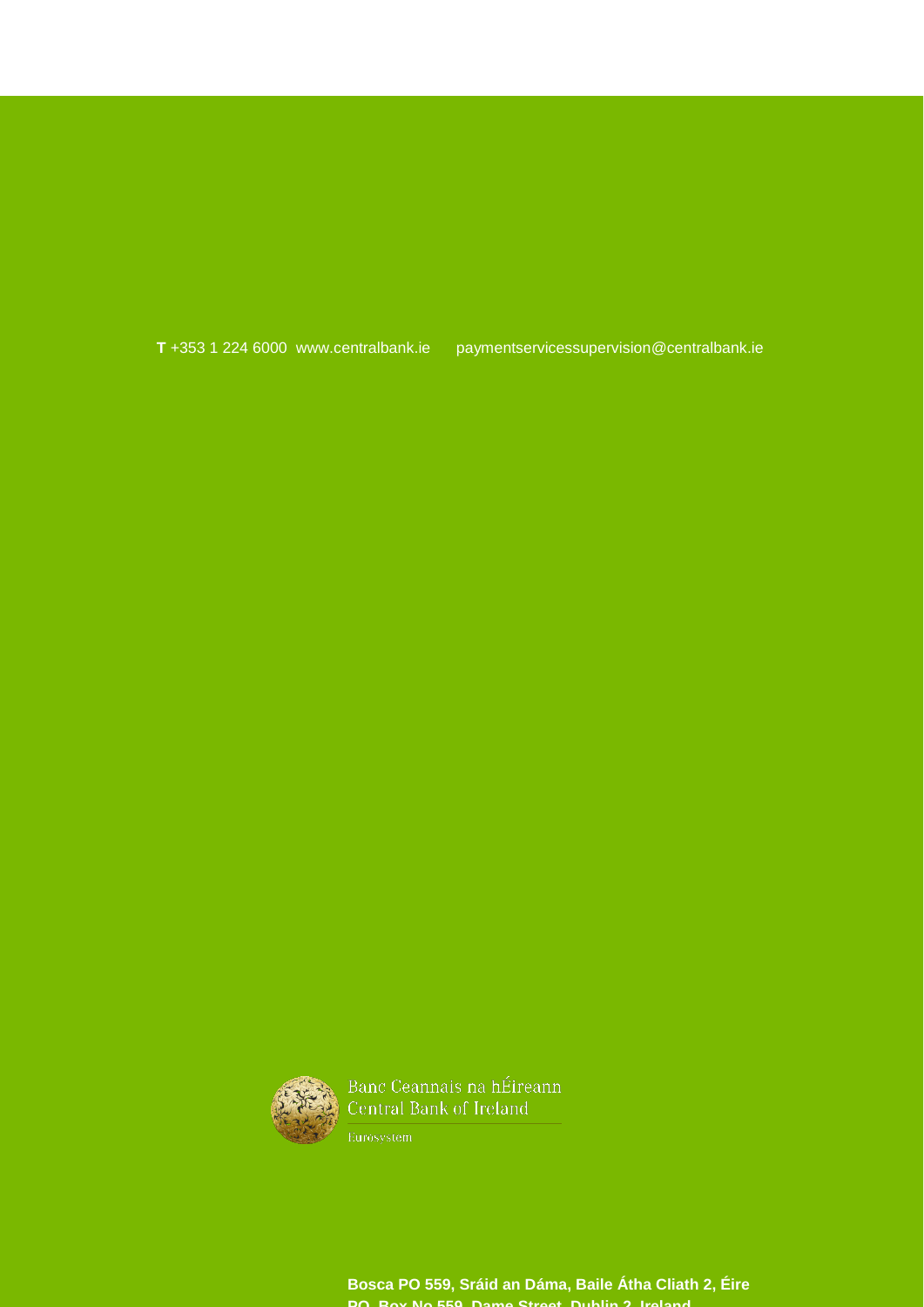**T** +353 1 224 6000 www.centralbank.ie paymentservicessupervision@centralbank.ie

Banc Ceannais na hÉireann
Central Bank of Ireland

Eurosystem

**Bosca PO 559, Sráid an Dáma, Baile Átha Cliath 2, Éire**
**PO. Box No 559, Dame Street, Dublin 2, Ireland**